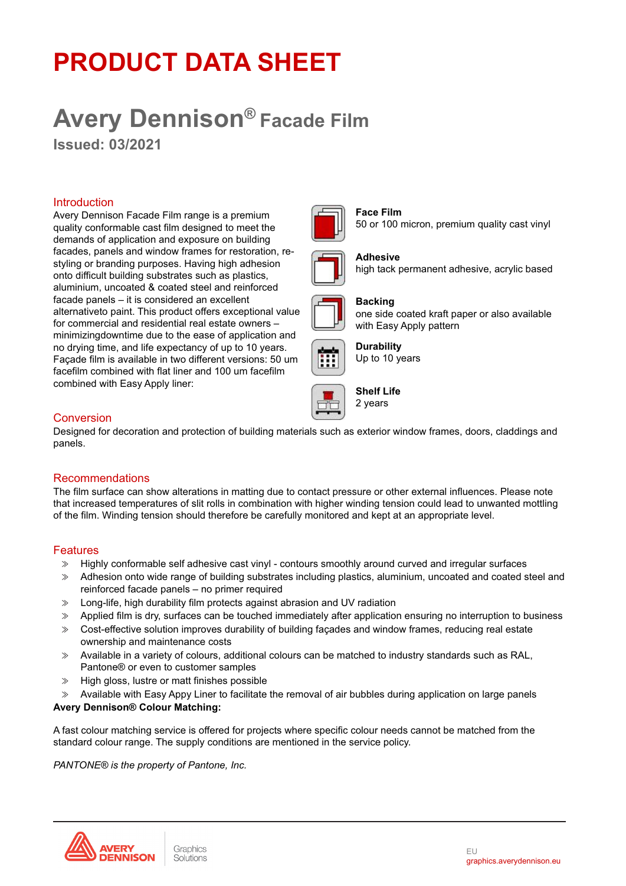# PRODUCT DATA SHEET

## Avery Dennison® Facade Film

**Issued: 03/2021**

### Introduction

Avery Dennison Facade Film range is a premium quality conformable cast film designed to meet the demands of application and exposure on building facades, panels and window frames for restoration, re-styling or branding purposes. Having high adhesion onto difficult building substrates such as plastics, aluminium, uncoated & coated steel and reinforced facade panels – it is considered an excellent alternativeto paint. This product offers exceptional value for commercial and residential real estate owners – minimizingdowntime due to the ease of application and no drying time, and life expectancy of up to 10 years. Façade film is available in two different versions: 50 um facefilm combined with flat liner and 100 um facefilm combined with Easy Apply liner:

**Face Film**
50 or 100 micron, premium quality cast vinyl

**Adhesive**
high tack permanent adhesive, acrylic based

**Backing**
one side coated kraft paper or also available with Easy Apply pattern

**Durability**
Up to 10 years

**Shelf Life**
2 years

### Conversion

Designed for decoration and protection of building materials such as exterior window frames, doors, claddings and panels.

### Recommendations

The film surface can show alterations in matting due to contact pressure or other external influences. Please note that increased temperatures of slit rolls in combination with higher winding tension could lead to unwanted mottling of the film. Winding tension should therefore be carefully monitored and kept at an appropriate level.

### Features

- Highly conformable self adhesive cast vinyl - contours smoothly around curved and irregular surfaces
- Adhesion onto wide range of building substrates including plastics, aluminium, uncoated and coated steel and reinforced facade panels – no primer required
- Long-life, high durability film protects against abrasion and UV radiation
- Applied film is dry, surfaces can be touched immediately after application ensuring no interruption to business
- Cost-effective solution improves durability of building façades and window frames, reducing real estate ownership and maintenance costs
- Available in a variety of colours, additional colours can be matched to industry standards such as RAL, Pantone® or even to customer samples
- High gloss, lustre or matt finishes possible
- Available with Easy Appy Liner to facilitate the removal of air bubbles during application on large panels

**Avery Dennison® Colour Matching:**

A fast colour matching service is offered for projects where specific colour needs cannot be matched from the standard colour range. The supply conditions are mentioned in the service policy.

*PANTONE® is the property of Pantone, Inc.*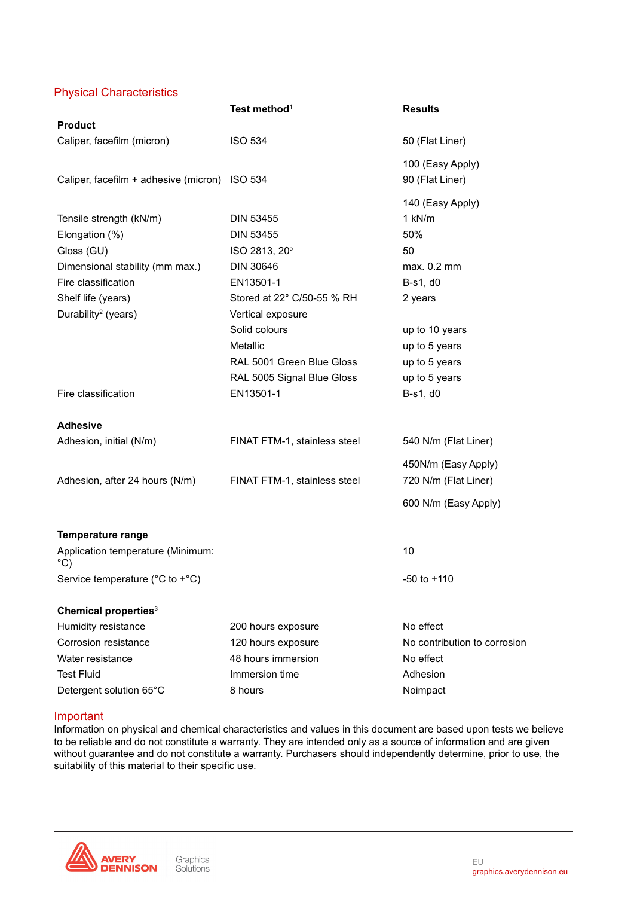## Physical Characteristics

| | Test method[1] | Results |
|---|---|---|
| **Product** | | |
| Caliper, facefilm (micron) | ISO 534 | 50 (Flat Liner) |
| | | 100 (Easy Apply) |
| Caliper, facefilm + adhesive (micron) | ISO 534 | 90 (Flat Liner) |
| | | 140 (Easy Apply) |
| Tensile strength (kN/m) | DIN 53455 | 1 kN/m |
| Elongation (%) | DIN 53455 | 50% |
| Gloss (GU) | ISO 2813, 20° | 50 |
| Dimensional stability (mm max.) | DIN 30646 | max. 0.2 mm |
| Fire classification | EN13501-1 | B-s1, d0 |
| Shelf life (years) | Stored at 22° C/50-55 % RH | 2 years |
| Durability[2] (years) | Vertical exposure | |
| | Solid colours | up to 10 years |
| | Metallic | up to 5 years |
| | RAL 5001 Green Blue Gloss | up to 5 years |
| | RAL 5005 Signal Blue Gloss | up to 5 years |
| Fire classification | EN13501-1 | B-s1, d0 |
| **Adhesive** | | |
| Adhesion, initial (N/m) | FINAT FTM-1, stainless steel | 540 N/m (Flat Liner) |
| | | 450N/m (Easy Apply) |
| Adhesion, after 24 hours (N/m) | FINAT FTM-1, stainless steel | 720 N/m (Flat Liner) |
| | | 600 N/m (Easy Apply) |
| **Temperature range** | | |
| Application temperature (Minimum: °C) | | 10 |
| Service temperature (°C to +°C) | | -50 to +110 |
| **Chemical properties**[3] | | |
| Humidity resistance | 200 hours exposure | No effect |
| Corrosion resistance | 120 hours exposure | No contribution to corrosion |
| Water resistance | 48 hours immersion | No effect |
| Test Fluid | Immersion time | Adhesion |
| Detergent solution 65°C | 8 hours | Noimpact |

## Important

Information on physical and chemical characteristics and values in this document are based upon tests we believe to be reliable and do not constitute a warranty. They are intended only as a source of information and are given without guarantee and do not constitute a warranty. Purchasers should independently determine, prior to use, the suitability of this material to their specific use.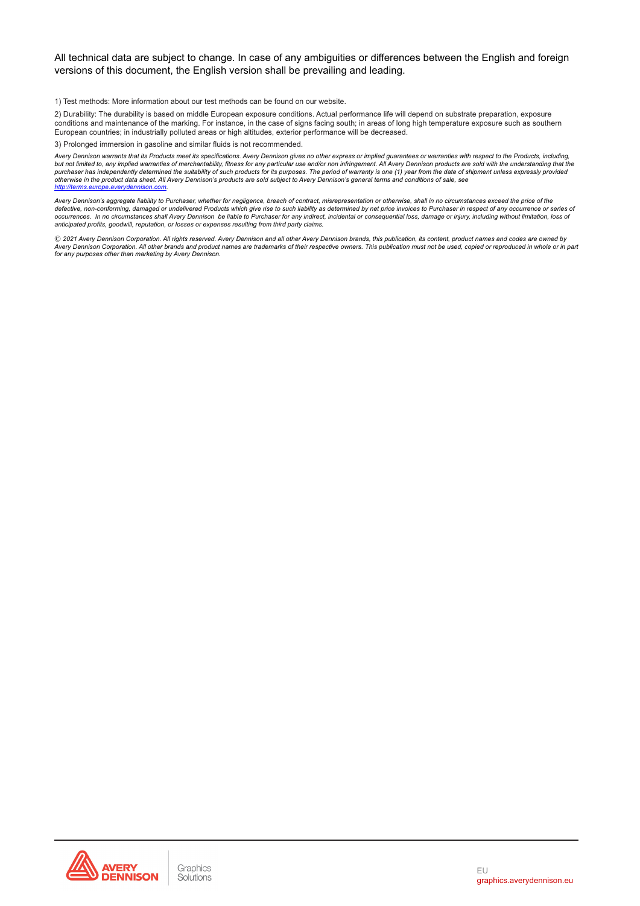All technical data are subject to change. In case of any ambiguities or differences between the English and foreign versions of this document, the English version shall be prevailing and leading.

1) Test methods: More information about our test methods can be found on our website.

2) Durability: The durability is based on middle European exposure conditions. Actual performance life will depend on substrate preparation, exposure conditions and maintenance of the marking. For instance, in the case of signs facing south; in areas of long high temperature exposure such as southern European countries; in industrially polluted areas or high altitudes, exterior performance will be decreased.

3) Prolonged immersion in gasoline and similar fluids is not recommended.

*Avery Dennison warrants that its Products meet its specifications. Avery Dennison gives no other express or implied guarantees or warranties with respect to the Products, including, but not limited to, any implied warranties of merchantability, fitness for any particular use and/or non infringement. All Avery Dennison products are sold with the understanding that the purchaser has independently determined the suitability of such products for its purposes. The period of warranty is one (1) year from the date of shipment unless expressly provided otherwise in the product data sheet. All Avery Dennison's products are sold subject to Avery Dennison's general terms and conditions of sale, see [http://terms.europe.averydennison.com](http://terms.europe.averydennison.com).*

*Avery Dennison's aggregate liability to Purchaser, whether for negligence, breach of contract, misrepresentation or otherwise, shall in no circumstances exceed the price of the defective, non-conforming, damaged or undelivered Products which give rise to such liability as determined by net price invoices to Purchaser in respect of any occurrence or series of occurrences. In no circumstances shall Avery Dennison be liable to Purchaser for any indirect, incidental or consequential loss, damage or injury, including without limitation, loss of anticipated profits, goodwill, reputation, or losses or expenses resulting from third party claims.*

*© 2021 Avery Dennison Corporation. All rights reserved. Avery Dennison and all other Avery Dennison brands, this publication, its content, product names and codes are owned by Avery Dennison Corporation. All other brands and product names are trademarks of their respective owners. This publication must not be used, copied or reproduced in whole or in part for any purposes other than marketing by Avery Dennison.*

AVERY DENNISON Graphics Solutions

EU
graphics.averydennison.eu